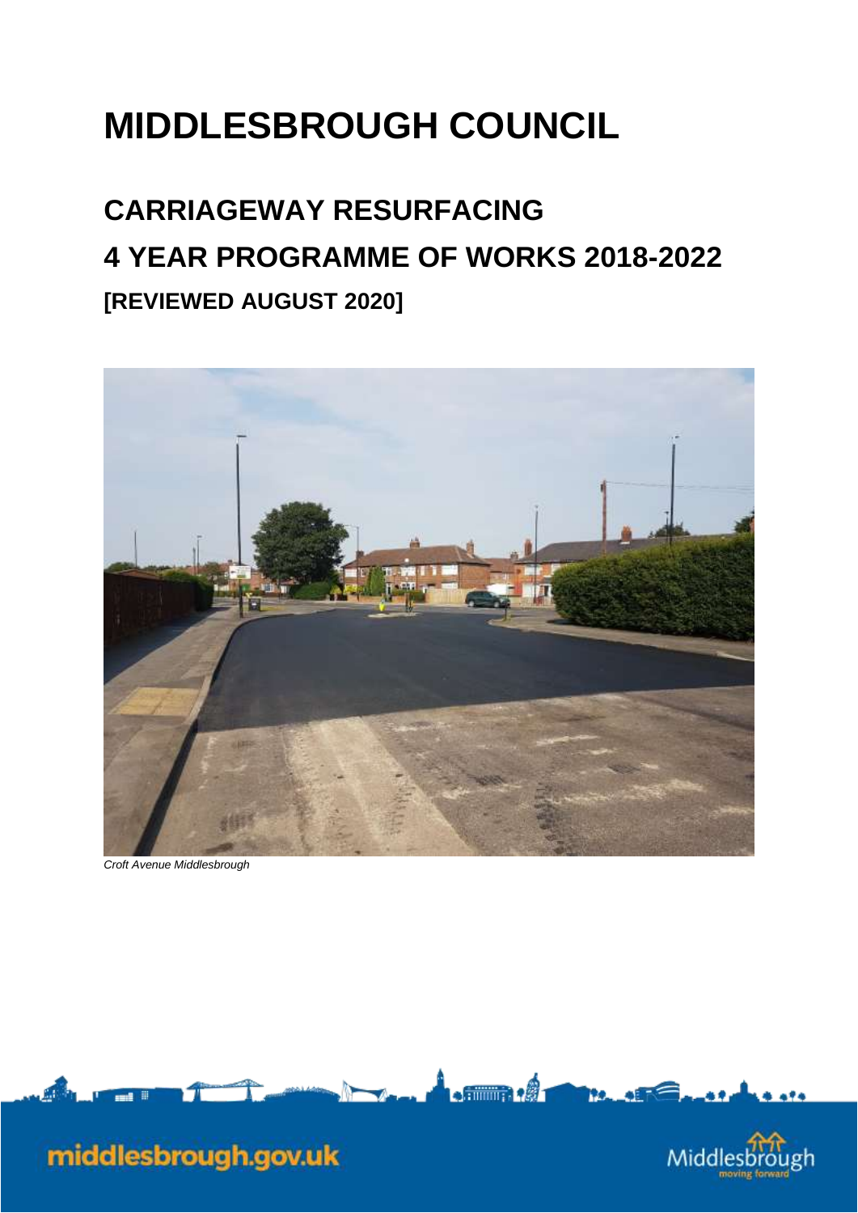# MIDDLESBROUGH COUNCIL

## CARRIAGEWAY RESURFACING

## 4 YEAR PROGRAMME OF WORKS 2018-2022

### [REVIEWED AUGUST 2020]

*Croft Avenue Middlesbrough*

middlesbrough.gov.uk

Middlesbrough moving forward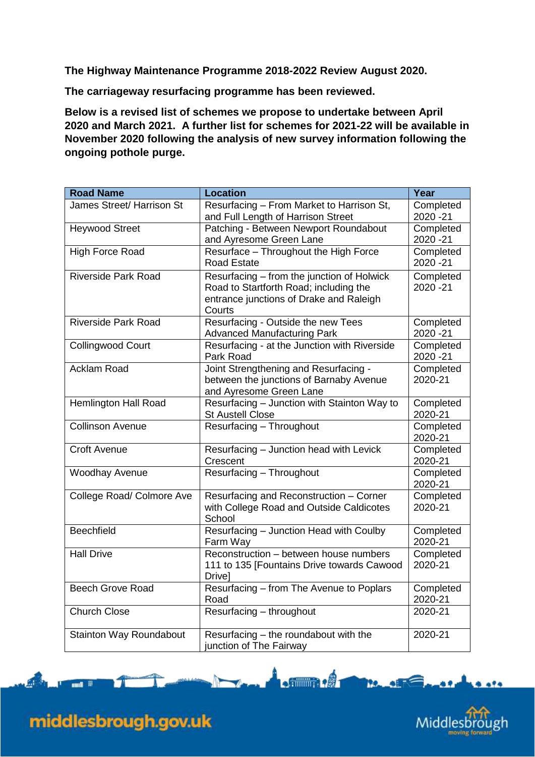**The Highway Maintenance Programme 2018-2022 Review August 2020.**

**The carriageway resurfacing programme has been reviewed.**

**Below is a revised list of schemes we propose to undertake between April 2020 and March 2021. A further list for schemes for 2021-22 will be available in November 2020 following the analysis of new survey information following the ongoing pothole purge.**

| Road Name | Location | Year |
| --- | --- | --- |
| James Street/ Harrison St | Resurfacing – From Market to Harrison St, and Full Length of Harrison Street | Completed 2020 -21 |
| Heywood Street | Patching - Between Newport Roundabout and Ayresome Green Lane | Completed 2020 -21 |
| High Force Road | Resurface – Throughout the High Force Road Estate | Completed 2020 -21 |
| Riverside Park Road | Resurfacing – from the junction of Holwick Road to Startforth Road; including the entrance junctions of Drake and Raleigh Courts | Completed 2020 -21 |
| Riverside Park Road | Resurfacing - Outside the new Tees Advanced Manufacturing Park | Completed 2020 -21 |
| Collingwood Court | Resurfacing - at the Junction with Riverside Park Road | Completed 2020 -21 |
| Acklam Road | Joint Strengthening and Resurfacing - between the junctions of Barnaby Avenue and Ayresome Green Lane | Completed 2020-21 |
| Hemlington Hall Road | Resurfacing – Junction with Stainton Way to St Austell Close | Completed 2020-21 |
| Collinson Avenue | Resurfacing – Throughout | Completed 2020-21 |
| Croft Avenue | Resurfacing – Junction head with Levick Crescent | Completed 2020-21 |
| Woodhay Avenue | Resurfacing – Throughout | Completed 2020-21 |
| College Road/ Colmore Ave | Resurfacing and Reconstruction – Corner with College Road and Outside Caldicotes School | Completed 2020-21 |
| Beechfield | Resurfacing – Junction Head with Coulby Farm Way | Completed 2020-21 |
| Hall Drive | Reconstruction – between house numbers 111 to 135 [Fountains Drive towards Cawood Drive] | Completed 2020-21 |
| Beech Grove Road | Resurfacing – from The Avenue to Poplars Road | Completed 2020-21 |
| Church Close | Resurfacing – throughout | 2020-21 |
| Stainton Way Roundabout | Resurfacing – the roundabout with the junction of The Fairway | 2020-21 |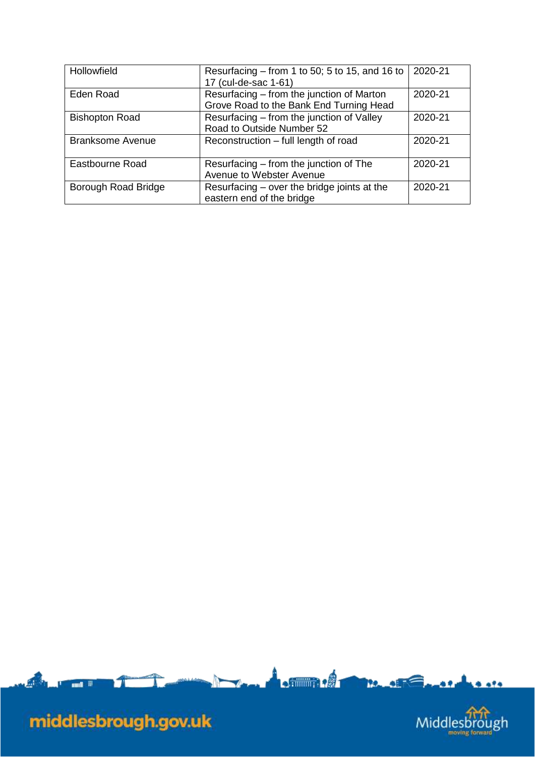| | | |
|---|---|---|
| Hollowfield | Resurfacing – from 1 to 50; 5 to 15, and 16 to 17 (cul-de-sac 1-61) | 2020-21 |
| Eden Road | Resurfacing – from the junction of Marton Grove Road to the Bank End Turning Head | 2020-21 |
| Bishopton Road | Resurfacing – from the junction of Valley Road to Outside Number 52 | 2020-21 |
| Branksome Avenue | Reconstruction – full length of road | 2020-21 |
| Eastbourne Road | Resurfacing – from the junction of The Avenue to Webster Avenue | 2020-21 |
| Borough Road Bridge | Resurfacing – over the bridge joints at the eastern end of the bridge | 2020-21 |